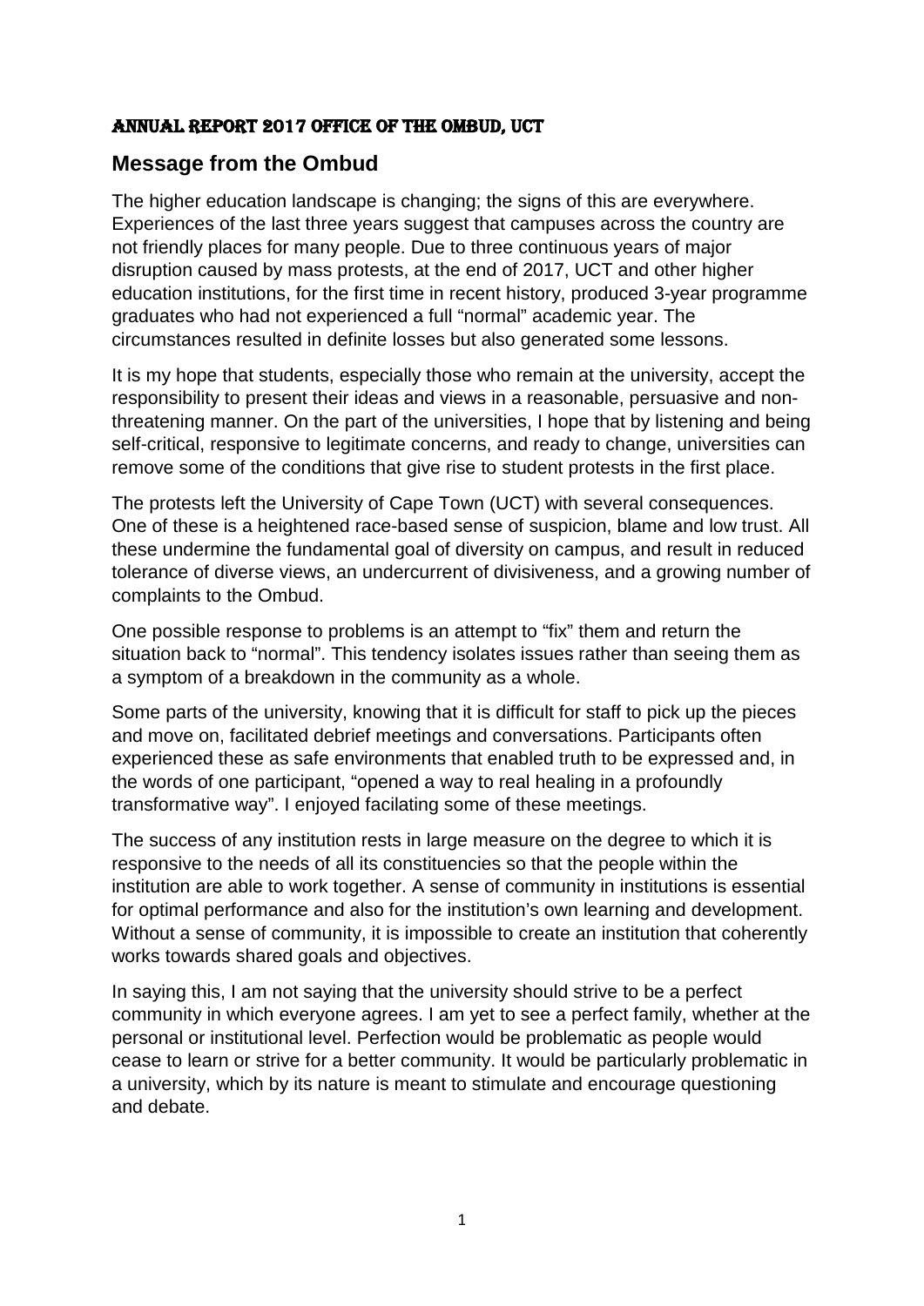# Annual Report 2017 Office of the Ombud, UCT

## Message from the Ombud

The higher education landscape is changing; the signs of this are everywhere. Experiences of the last three years suggest that campuses across the country are not friendly places for many people. Due to three continuous years of major disruption caused by mass protests, at the end of 2017, UCT and other higher education institutions, for the first time in recent history, produced 3-year programme graduates who had not experienced a full "normal" academic year. The circumstances resulted in definite losses but also generated some lessons.

It is my hope that students, especially those who remain at the university, accept the responsibility to present their ideas and views in a reasonable, persuasive and non-threatening manner. On the part of the universities, I hope that by listening and being self-critical, responsive to legitimate concerns, and ready to change, universities can remove some of the conditions that give rise to student protests in the first place.

The protests left the University of Cape Town (UCT) with several consequences. One of these is a heightened race-based sense of suspicion, blame and low trust. All these undermine the fundamental goal of diversity on campus, and result in reduced tolerance of diverse views, an undercurrent of divisiveness, and a growing number of complaints to the Ombud.

One possible response to problems is an attempt to "fix" them and return the situation back to "normal". This tendency isolates issues rather than seeing them as a symptom of a breakdown in the community as a whole.

Some parts of the university, knowing that it is difficult for staff to pick up the pieces and move on, facilitated debrief meetings and conversations. Participants often experienced these as safe environments that enabled truth to be expressed and, in the words of one participant, "opened a way to real healing in a profoundly transformative way". I enjoyed facilating some of these meetings.

The success of any institution rests in large measure on the degree to which it is responsive to the needs of all its constituencies so that the people within the institution are able to work together. A sense of community in institutions is essential for optimal performance and also for the institution's own learning and development. Without a sense of community, it is impossible to create an institution that coherently works towards shared goals and objectives.

In saying this, I am not saying that the university should strive to be a perfect community in which everyone agrees. I am yet to see a perfect family, whether at the personal or institutional level. Perfection would be problematic as people would cease to learn or strive for a better community. It would be particularly problematic in a university, which by its nature is meant to stimulate and encourage questioning and debate.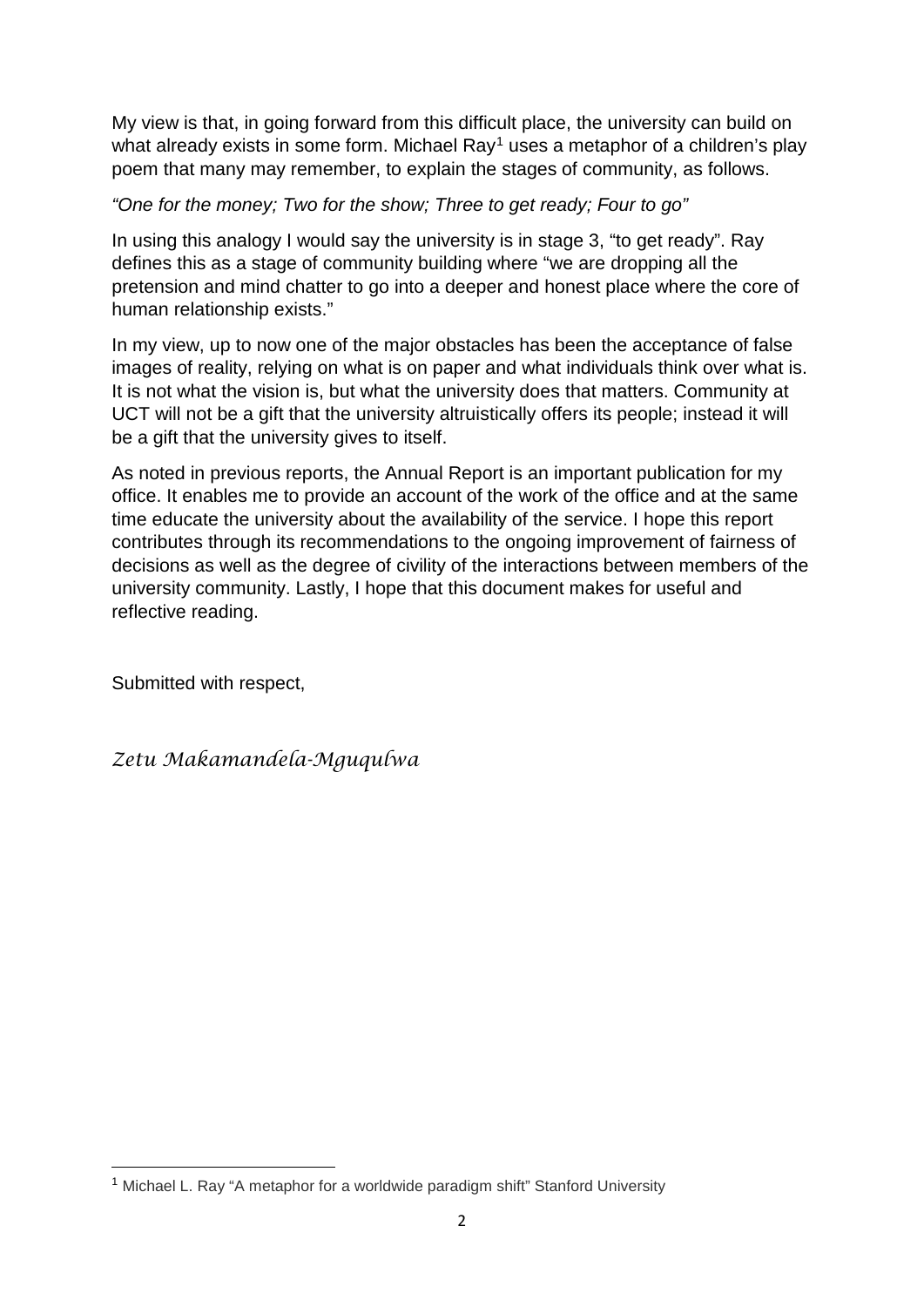My view is that, in going forward from this difficult place, the university can build on what already exists in some form. Michael Ray[1] uses a metaphor of a children's play poem that many may remember, to explain the stages of community, as follows.

*"One for the money; Two for the show; Three to get ready; Four to go"*

In using this analogy I would say the university is in stage 3, "to get ready". Ray defines this as a stage of community building where "we are dropping all the pretension and mind chatter to go into a deeper and honest place where the core of human relationship exists."

In my view, up to now one of the major obstacles has been the acceptance of false images of reality, relying on what is on paper and what individuals think over what is. It is not what the vision is, but what the university does that matters. Community at UCT will not be a gift that the university altruistically offers its people; instead it will be a gift that the university gives to itself.

As noted in previous reports, the Annual Report is an important publication for my office. It enables me to provide an account of the work of the office and at the same time educate the university about the availability of the service. I hope this report contributes through its recommendations to the ongoing improvement of fairness of decisions as well as the degree of civility of the interactions between members of the university community. Lastly, I hope that this document makes for useful and reflective reading.

Submitted with respect,

*Zetu Makamandela-Mguqulwa*

---

[1] Michael L. Ray "A metaphor for a worldwide paradigm shift" Stanford University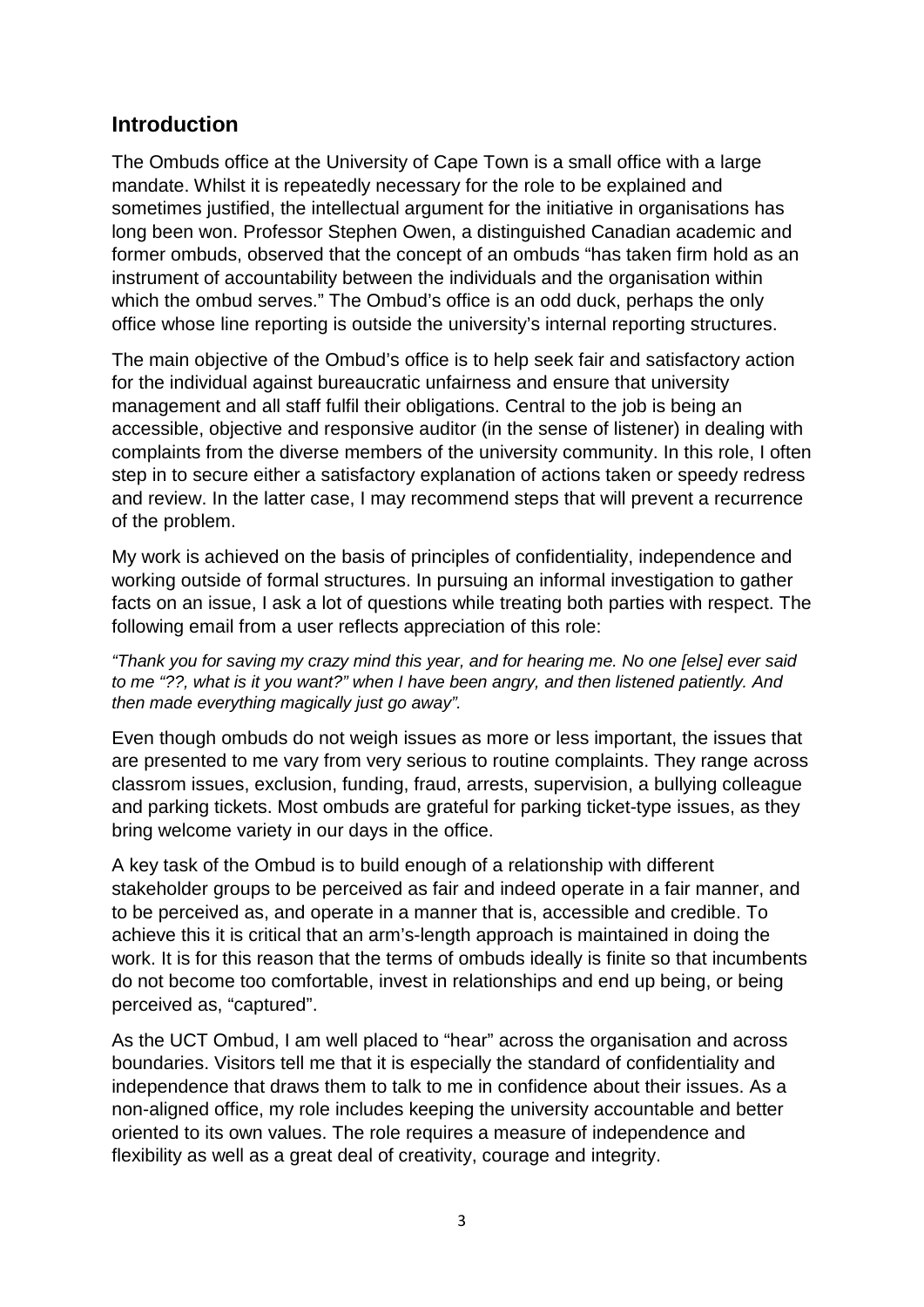## Introduction

The Ombuds office at the University of Cape Town is a small office with a large mandate. Whilst it is repeatedly necessary for the role to be explained and sometimes justified, the intellectual argument for the initiative in organisations has long been won. Professor Stephen Owen, a distinguished Canadian academic and former ombuds, observed that the concept of an ombuds "has taken firm hold as an instrument of accountability between the individuals and the organisation within which the ombud serves." The Ombud's office is an odd duck, perhaps the only office whose line reporting is outside the university's internal reporting structures.

The main objective of the Ombud's office is to help seek fair and satisfactory action for the individual against bureaucratic unfairness and ensure that university management and all staff fulfil their obligations. Central to the job is being an accessible, objective and responsive auditor (in the sense of listener) in dealing with complaints from the diverse members of the university community. In this role, I often step in to secure either a satisfactory explanation of actions taken or speedy redress and review. In the latter case, I may recommend steps that will prevent a recurrence of the problem.

My work is achieved on the basis of principles of confidentiality, independence and working outside of formal structures. In pursuing an informal investigation to gather facts on an issue, I ask a lot of questions while treating both parties with respect. The following email from a user reflects appreciation of this role:

*"Thank you for saving my crazy mind this year, and for hearing me. No one [else] ever said to me "??, what is it you want?" when I have been angry, and then listened patiently. And then made everything magically just go away".*

Even though ombuds do not weigh issues as more or less important, the issues that are presented to me vary from very serious to routine complaints. They range across classrom issues, exclusion, funding, fraud, arrests, supervision, a bullying colleague and parking tickets. Most ombuds are grateful for parking ticket-type issues, as they bring welcome variety in our days in the office.

A key task of the Ombud is to build enough of a relationship with different stakeholder groups to be perceived as fair and indeed operate in a fair manner, and to be perceived as, and operate in a manner that is, accessible and credible. To achieve this it is critical that an arm's-length approach is maintained in doing the work. It is for this reason that the terms of ombuds ideally is finite so that incumbents do not become too comfortable, invest in relationships and end up being, or being perceived as, "captured".

As the UCT Ombud, I am well placed to "hear" across the organisation and across boundaries. Visitors tell me that it is especially the standard of confidentiality and independence that draws them to talk to me in confidence about their issues. As a non-aligned office, my role includes keeping the university accountable and better oriented to its own values. The role requires a measure of independence and flexibility as well as a great deal of creativity, courage and integrity.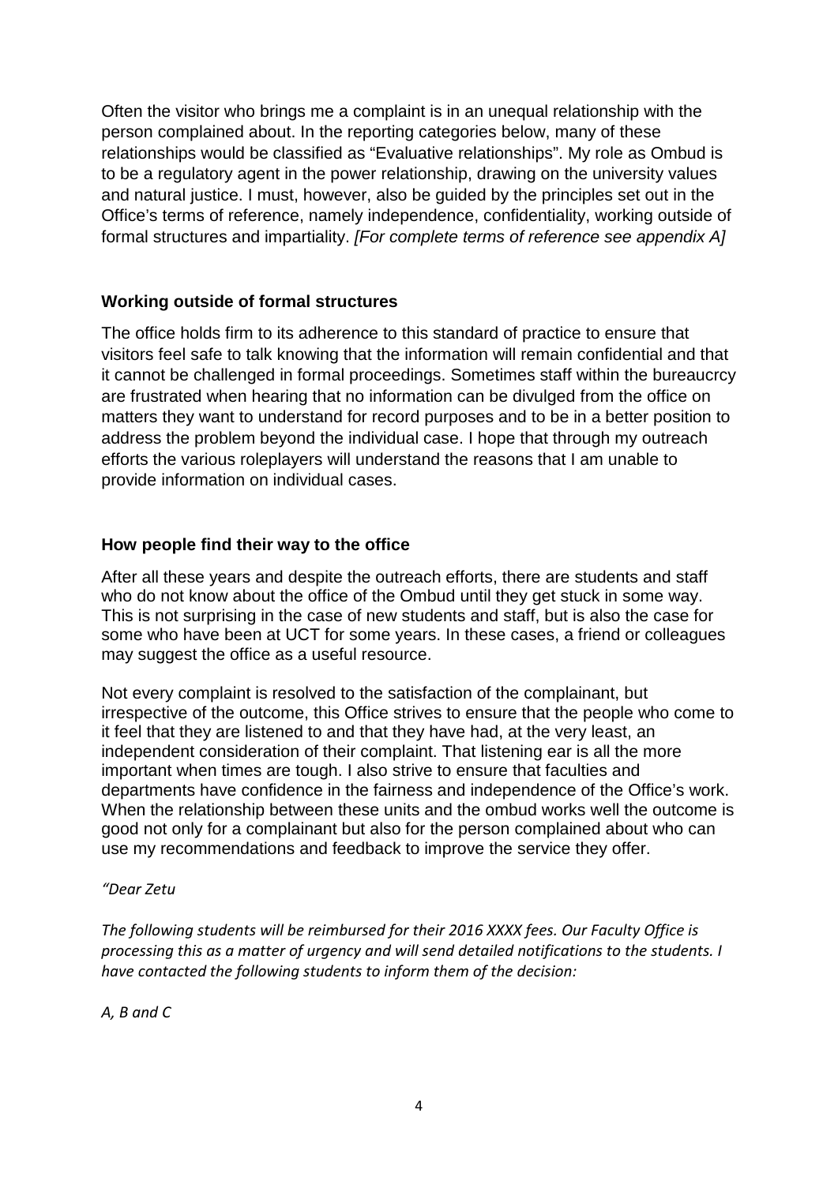Often the visitor who brings me a complaint is in an unequal relationship with the person complained about. In the reporting categories below, many of these relationships would be classified as "Evaluative relationships". My role as Ombud is to be a regulatory agent in the power relationship, drawing on the university values and natural justice. I must, however, also be guided by the principles set out in the Office's terms of reference, namely independence, confidentiality, working outside of formal structures and impartiality. *[For complete terms of reference see appendix A]*

**Working outside of formal structures**

The office holds firm to its adherence to this standard of practice to ensure that visitors feel safe to talk knowing that the information will remain confidential and that it cannot be challenged in formal proceedings. Sometimes staff within the bureaucrcy are frustrated when hearing that no information can be divulged from the office on matters they want to understand for record purposes and to be in a better position to address the problem beyond the individual case. I hope that through my outreach efforts the various roleplayers will understand the reasons that I am unable to provide information on individual cases.

**How people find their way to the office**

After all these years and despite the outreach efforts, there are students and staff who do not know about the office of the Ombud until they get stuck in some way. This is not surprising in the case of new students and staff, but is also the case for some who have been at UCT for some years. In these cases, a friend or colleagues may suggest the office as a useful resource.

Not every complaint is resolved to the satisfaction of the complainant, but irrespective of the outcome, this Office strives to ensure that the people who come to it feel that they are listened to and that they have had, at the very least, an independent consideration of their complaint. That listening ear is all the more important when times are tough. I also strive to ensure that faculties and departments have confidence in the fairness and independence of the Office's work. When the relationship between these units and the ombud works well the outcome is good not only for a complainant but also for the person complained about who can use my recommendations and feedback to improve the service they offer.

*"Dear Zetu*

*The following students will be reimbursed for their 2016 XXXX fees. Our Faculty Office is processing this as a matter of urgency and will send detailed notifications to the students. I have contacted the following students to inform them of the decision:*

*A, B and C*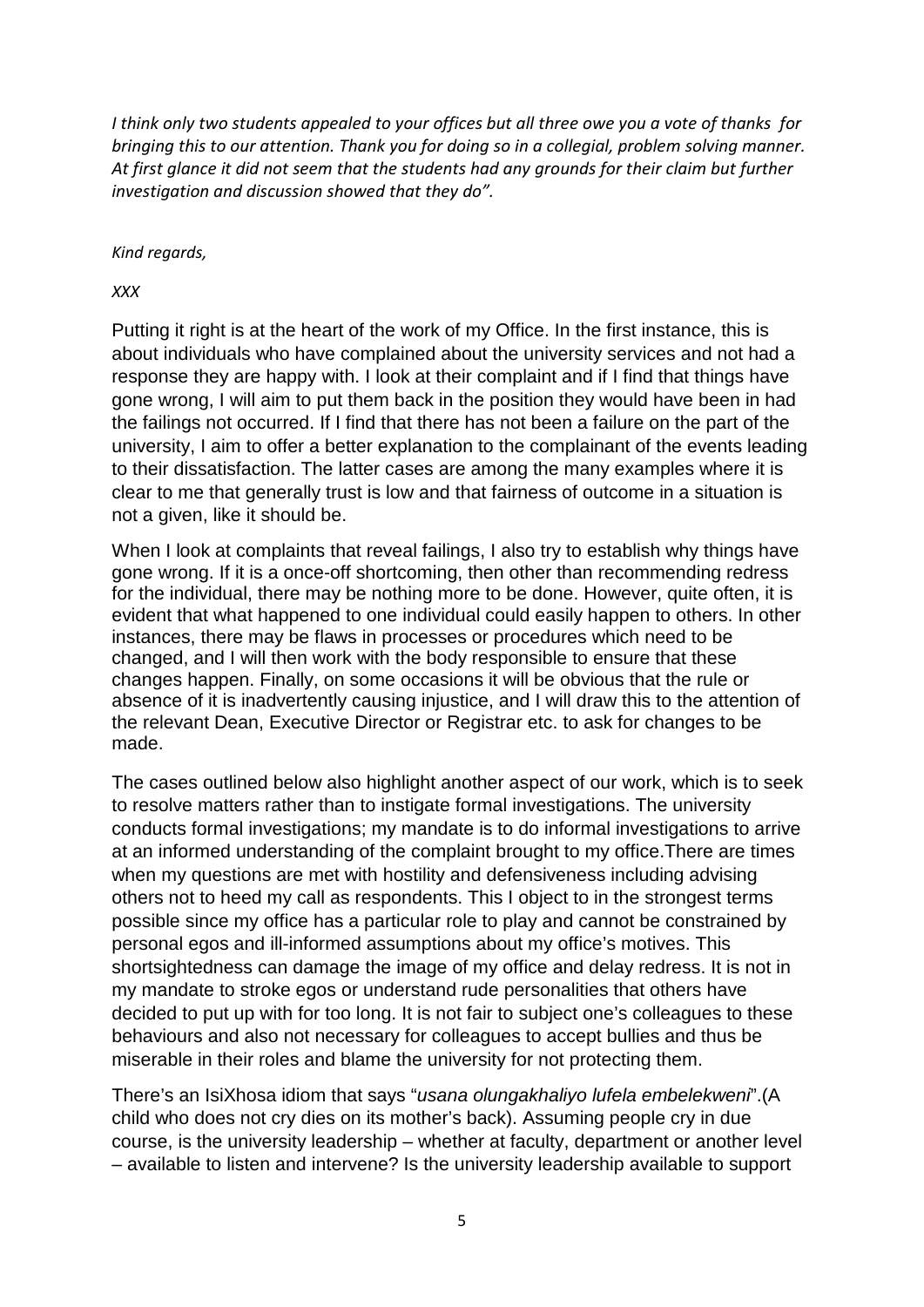*I think only two students appealed to your offices but all three owe you a vote of thanks for bringing this to our attention. Thank you for doing so in a collegial, problem solving manner. At first glance it did not seem that the students had any grounds for their claim but further investigation and discussion showed that they do".*

*Kind regards,*

*XXX*

Putting it right is at the heart of the work of my Office. In the first instance, this is about individuals who have complained about the university services and not had a response they are happy with. I look at their complaint and if I find that things have gone wrong, I will aim to put them back in the position they would have been in had the failings not occurred. If I find that there has not been a failure on the part of the university, I aim to offer a better explanation to the complainant of the events leading to their dissatisfaction. The latter cases are among the many examples where it is clear to me that generally trust is low and that fairness of outcome in a situation is not a given, like it should be.

When I look at complaints that reveal failings, I also try to establish why things have gone wrong. If it is a once-off shortcoming, then other than recommending redress for the individual, there may be nothing more to be done. However, quite often, it is evident that what happened to one individual could easily happen to others. In other instances, there may be flaws in processes or procedures which need to be changed, and I will then work with the body responsible to ensure that these changes happen. Finally, on some occasions it will be obvious that the rule or absence of it is inadvertently causing injustice, and I will draw this to the attention of the relevant Dean, Executive Director or Registrar etc. to ask for changes to be made.

The cases outlined below also highlight another aspect of our work, which is to seek to resolve matters rather than to instigate formal investigations. The university conducts formal investigations; my mandate is to do informal investigations to arrive at an informed understanding of the complaint brought to my office.There are times when my questions are met with hostility and defensiveness including advising others not to heed my call as respondents. This I object to in the strongest terms possible since my office has a particular role to play and cannot be constrained by personal egos and ill-informed assumptions about my office's motives. This shortsightedness can damage the image of my office and delay redress. It is not in my mandate to stroke egos or understand rude personalities that others have decided to put up with for too long. It is not fair to subject one's colleagues to these behaviours and also not necessary for colleagues to accept bullies and thus be miserable in their roles and blame the university for not protecting them.

There's an IsiXhosa idiom that says "*usana olungakhaliyo lufela embelekweni*".(A child who does not cry dies on its mother's back). Assuming people cry in due course, is the university leadership – whether at faculty, department or another level – available to listen and intervene? Is the university leadership available to support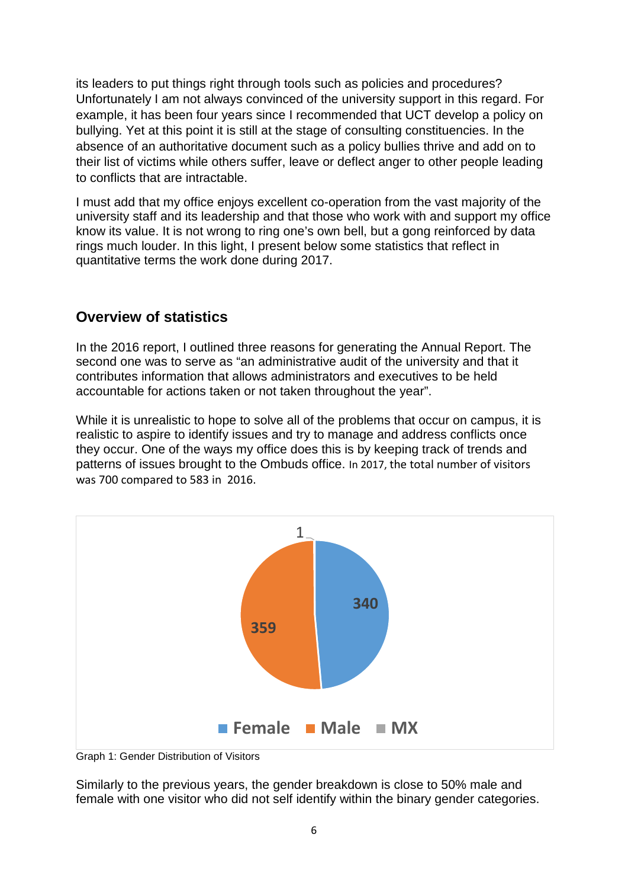its leaders to put things right through tools such as policies and procedures? Unfortunately I am not always convinced of the university support in this regard. For example, it has been four years since I recommended that UCT develop a policy on bullying. Yet at this point it is still at the stage of consulting constituencies. In the absence of an authoritative document such as a policy bullies thrive and add on to their list of victims while others suffer, leave or deflect anger to other people leading to conflicts that are intractable.

I must add that my office enjoys excellent co-operation from the vast majority of the university staff and its leadership and that those who work with and support my office know its value. It is not wrong to ring one's own bell, but a gong reinforced by data rings much louder. In this light, I present below some statistics that reflect in quantitative terms the work done during 2017.

## Overview of statistics

In the 2016 report, I outlined three reasons for generating the Annual Report. The second one was to serve as "an administrative audit of the university and that it contributes information that allows administrators and executives to be held accountable for actions taken or not taken throughout the year".

While it is unrealistic to hope to solve all of the problems that occur on campus, it is realistic to aspire to identify issues and try to manage and address conflicts once they occur. One of the ways my office does this is by keeping track of trends and patterns of issues brought to the Ombuds office. In 2017, the total number of visitors was 700 compared to 583 in 2016.

| Gender | Visitors |
|---|---|
| Female | 340 |
| Male | 359 |
| MX | 1 |

Graph 1: Gender Distribution of Visitors

Similarly to the previous years, the gender breakdown is close to 50% male and female with one visitor who did not self identify within the binary gender categories.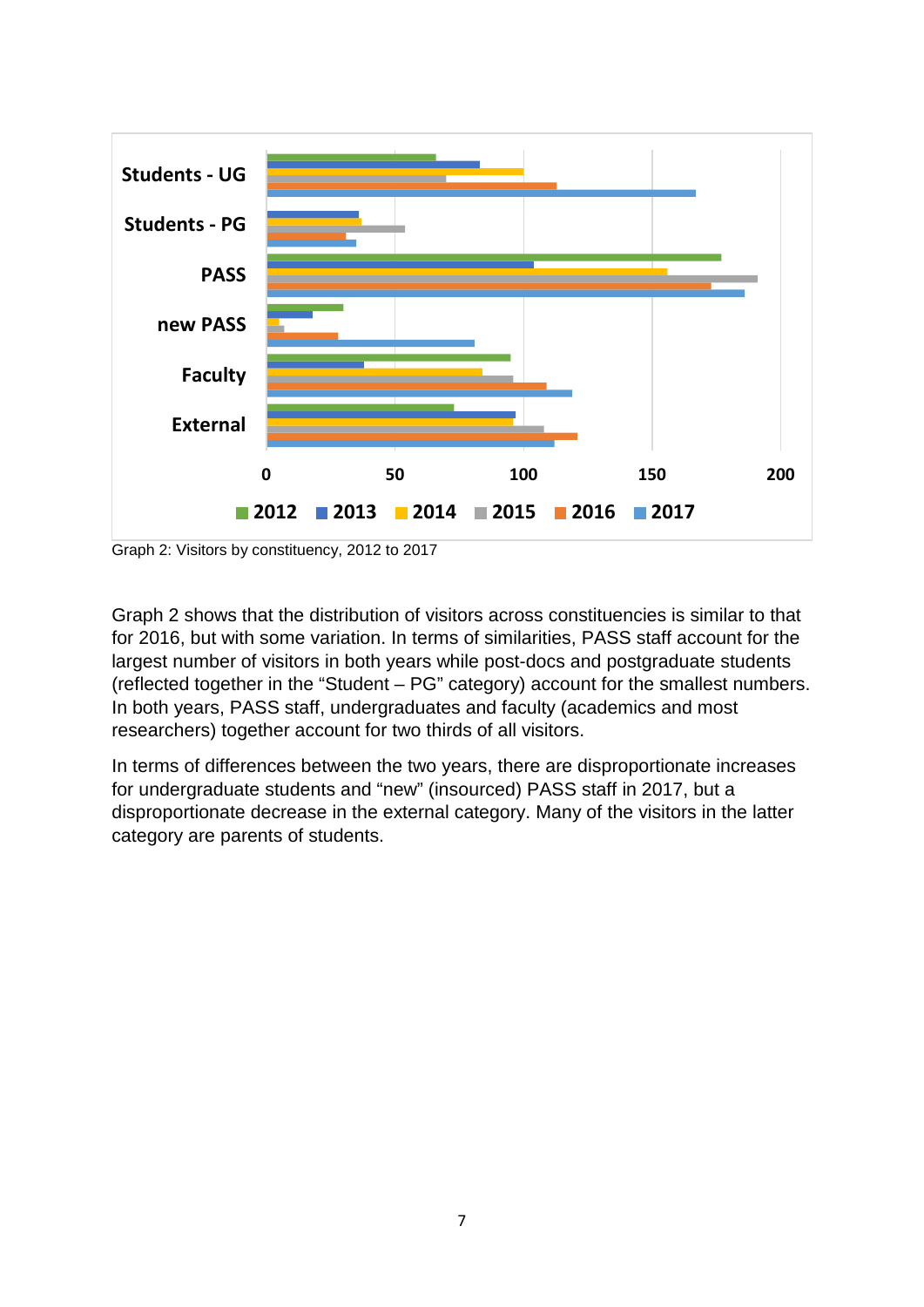Graph 2: Visitors by constituency, 2012 to 2017

Graph 2 shows that the distribution of visitors across constituencies is similar to that for 2016, but with some variation. In terms of similarities, PASS staff account for the largest number of visitors in both years while post-docs and postgraduate students (reflected together in the "Student – PG" category) account for the smallest numbers. In both years, PASS staff, undergraduates and faculty (academics and most researchers) together account for two thirds of all visitors.

In terms of differences between the two years, there are disproportionate increases for undergraduate students and "new" (insourced) PASS staff in 2017, but a disproportionate decrease in the external category. Many of the visitors in the latter category are parents of students.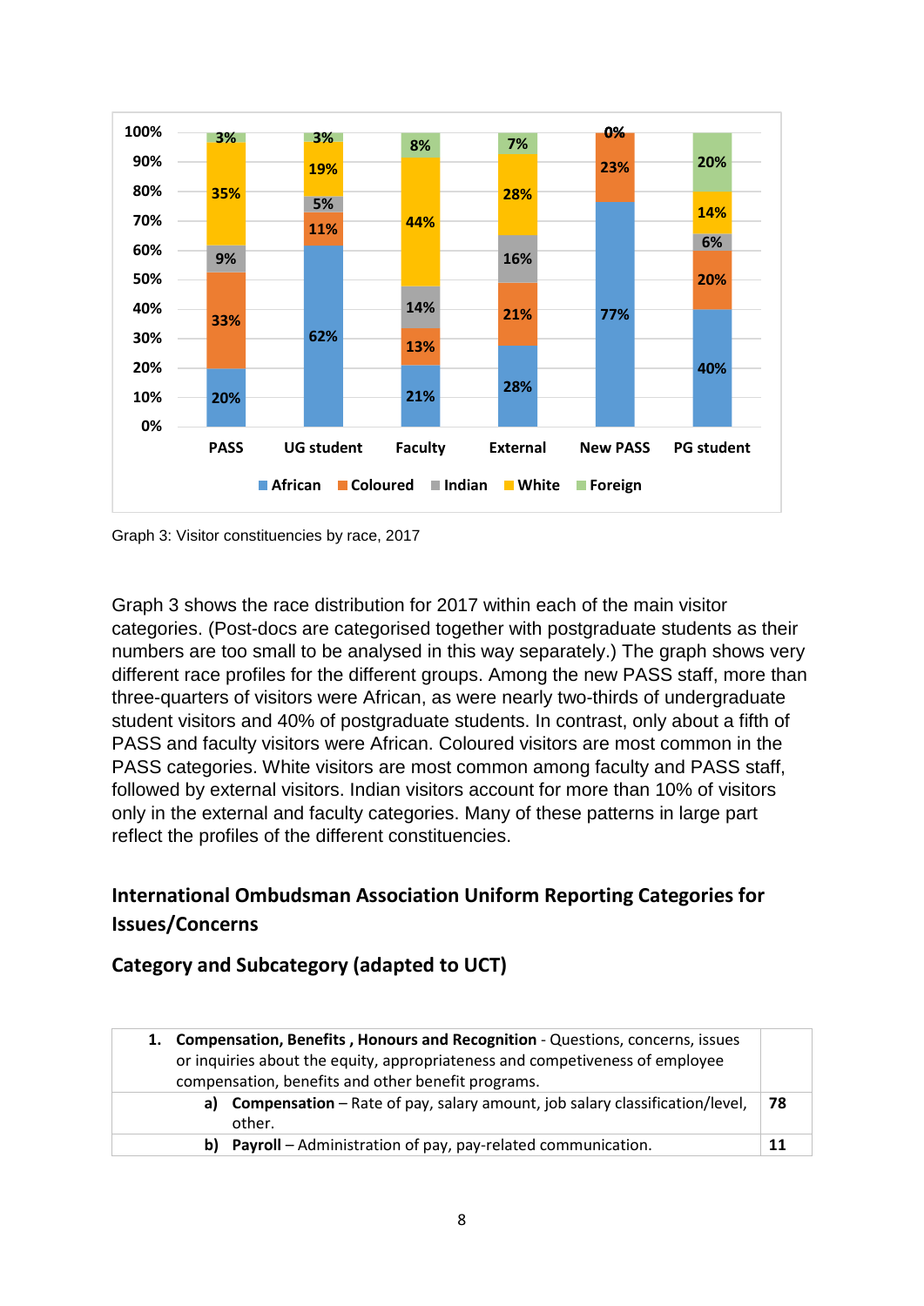| | PASS | UG student | Faculty | External | New PASS | PG student |
|---|---|---|---|---|---|---|
| African | 20% | 62% | 21% | 28% | 77% | 40% |
| Coloured | 33% | 11% | 13% | 21% | 23% | 20% |
| Indian | 9% | 5% | 14% | 16% | | 6% |
| White | 35% | 19% | 44% | 28% | | 14% |
| Foreign | 3% | 3% | 8% | 7% | 0% | 20% |

Graph 3: Visitor constituencies by race, 2017

Graph 3 shows the race distribution for 2017 within each of the main visitor categories. (Post-docs are categorised together with postgraduate students as their numbers are too small to be analysed in this way separately.) The graph shows very different race profiles for the different groups. Among the new PASS staff, more than three-quarters of visitors were African, as were nearly two-thirds of undergraduate student visitors and 40% of postgraduate students. In contrast, only about a fifth of PASS and faculty visitors were African. Coloured visitors are most common in the PASS categories. White visitors are most common among faculty and PASS staff, followed by external visitors. Indian visitors account for more than 10% of visitors only in the external and faculty categories. Many of these patterns in large part reflect the profiles of the different constituencies.

## International Ombudsman Association Uniform Reporting Categories for Issues/Concerns

### Category and Subcategory (adapted to UCT)

| | |
|---|---|
| **1. Compensation, Benefits , Honours and Recognition** - Questions, concerns, issues or inquiries about the equity, appropriateness and competiveness of employee compensation, benefits and other benefit programs. | |
| **a) Compensation** – Rate of pay, salary amount, job salary classification/level, other. | 78 |
| **b) Payroll** – Administration of pay, pay-related communication. | 11 |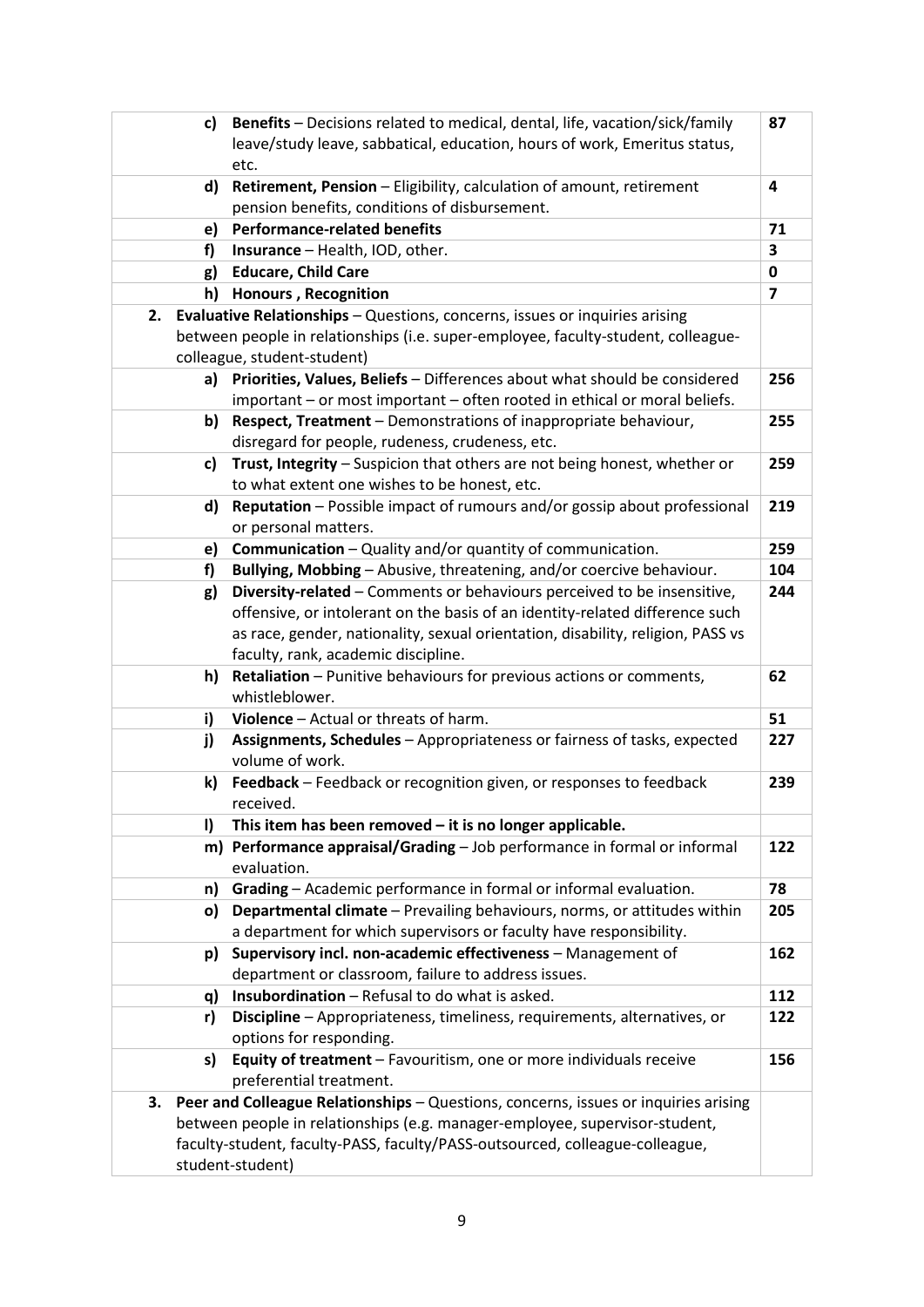| Category | Count |
|---|---|
| **c) Benefits** – Decisions related to medical, dental, life, vacation/sick/family leave/study leave, sabbatical, education, hours of work, Emeritus status, etc. | **87** |
| **d) Retirement, Pension** – Eligibility, calculation of amount, retirement pension benefits, conditions of disbursement. | **4** |
| **e) Performance-related benefits** | **71** |
| **f) Insurance** – Health, IOD, other. | **3** |
| **g) Educare, Child Care** | **0** |
| **h) Honours , Recognition** | **7** |
| **2. Evaluative Relationships** – Questions, concerns, issues or inquiries arising between people in relationships (i.e. super-employee, faculty-student, colleague-colleague, student-student) | |
| **a) Priorities, Values, Beliefs** – Differences about what should be considered important – or most important – often rooted in ethical or moral beliefs. | **256** |
| **b) Respect, Treatment** – Demonstrations of inappropriate behaviour, disregard for people, rudeness, crudeness, etc. | **255** |
| **c) Trust, Integrity** – Suspicion that others are not being honest, whether or to what extent one wishes to be honest, etc. | **259** |
| **d) Reputation** – Possible impact of rumours and/or gossip about professional or personal matters. | **219** |
| **e) Communication** – Quality and/or quantity of communication. | **259** |
| **f) Bullying, Mobbing** – Abusive, threatening, and/or coercive behaviour. | **104** |
| **g) Diversity-related** – Comments or behaviours perceived to be insensitive, offensive, or intolerant on the basis of an identity-related difference such as race, gender, nationality, sexual orientation, disability, religion, PASS vs faculty, rank, academic discipline. | **244** |
| **h) Retaliation** – Punitive behaviours for previous actions or comments, whistleblower. | **62** |
| **i) Violence** – Actual or threats of harm. | **51** |
| **j) Assignments, Schedules** – Appropriateness or fairness of tasks, expected volume of work. | **227** |
| **k) Feedback** – Feedback or recognition given, or responses to feedback received. | **239** |
| **l) This item has been removed – it is no longer applicable.** | |
| **m) Performance appraisal/Grading** – Job performance in formal or informal evaluation. | **122** |
| **n) Grading** – Academic performance in formal or informal evaluation. | **78** |
| **o) Departmental climate** – Prevailing behaviours, norms, or attitudes within a department for which supervisors or faculty have responsibility. | **205** |
| **p) Supervisory incl. non-academic effectiveness** – Management of department or classroom, failure to address issues. | **162** |
| **q) Insubordination** – Refusal to do what is asked. | **112** |
| **r) Discipline** – Appropriateness, timeliness, requirements, alternatives, or options for responding. | **122** |
| **s) Equity of treatment** – Favouritism, one or more individuals receive preferential treatment. | **156** |
| **3. Peer and Colleague Relationships** – Questions, concerns, issues or inquiries arising between people in relationships (e.g. manager-employee, supervisor-student, faculty-student, faculty-PASS, faculty/PASS-outsourced, colleague-colleague, student-student) | |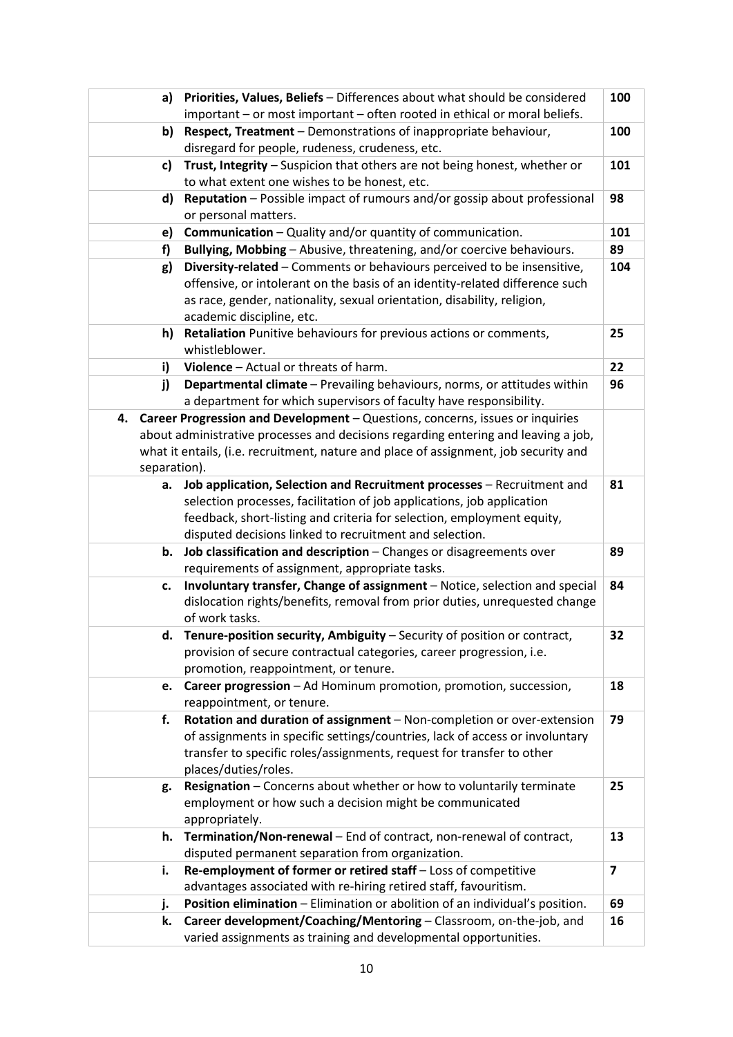| | | |
|---|---|---|
| a) | **Priorities, Values, Beliefs** – Differences about what should be considered important – or most important – often rooted in ethical or moral beliefs. | **100** |
| b) | **Respect, Treatment** – Demonstrations of inappropriate behaviour, disregard for people, rudeness, crudeness, etc. | **100** |
| c) | **Trust, Integrity** – Suspicion that others are not being honest, whether or to what extent one wishes to be honest, etc. | **101** |
| d) | **Reputation** – Possible impact of rumours and/or gossip about professional or personal matters. | **98** |
| e) | **Communication** – Quality and/or quantity of communication. | **101** |
| f) | **Bullying, Mobbing** – Abusive, threatening, and/or coercive behaviours. | **89** |
| g) | **Diversity-related** – Comments or behaviours perceived to be insensitive, offensive, or intolerant on the basis of an identity-related difference such as race, gender, nationality, sexual orientation, disability, religion, academic discipline, etc. | **104** |
| h) | **Retaliation** Punitive behaviours for previous actions or comments, whistleblower. | **25** |
| i) | **Violence** – Actual or threats of harm. | **22** |
| j) | **Departmental climate** – Prevailing behaviours, norms, or attitudes within a department for which supervisors of faculty have responsibility. | **96** |
| **4.** | **Career Progression and Development** – Questions, concerns, issues or inquiries about administrative processes and decisions regarding entering and leaving a job, what it entails, (i.e. recruitment, nature and place of assignment, job security and separation). | |
| **a.** | **Job application, Selection and Recruitment processes** – Recruitment and selection processes, facilitation of job applications, job application feedback, short-listing and criteria for selection, employment equity, disputed decisions linked to recruitment and selection. | **81** |
| **b.** | **Job classification and description** – Changes or disagreements over requirements of assignment, appropriate tasks. | **89** |
| **c.** | **Involuntary transfer, Change of assignment** – Notice, selection and special dislocation rights/benefits, removal from prior duties, unrequested change of work tasks. | **84** |
| **d.** | **Tenure-position security, Ambiguity** – Security of position or contract, provision of secure contractual categories, career progression, i.e. promotion, reappointment, or tenure. | **32** |
| **e.** | **Career progression** – Ad Hominum promotion, promotion, succession, reappointment, or tenure. | **18** |
| **f.** | **Rotation and duration of assignment** – Non-completion or over-extension of assignments in specific settings/countries, lack of access or involuntary transfer to specific roles/assignments, request for transfer to other places/duties/roles. | **79** |
| **g.** | **Resignation** – Concerns about whether or how to voluntarily terminate employment or how such a decision might be communicated appropriately. | **25** |
| **h.** | **Termination/Non-renewal** – End of contract, non-renewal of contract, disputed permanent separation from organization. | **13** |
| **i.** | **Re-employment of former or retired staff** – Loss of competitive advantages associated with re-hiring retired staff, favouritism. | **7** |
| **j.** | **Position elimination** – Elimination or abolition of an individual's position. | **69** |
| **k.** | **Career development/Coaching/Mentoring** – Classroom, on-the-job, and varied assignments as training and developmental opportunities. | **16** |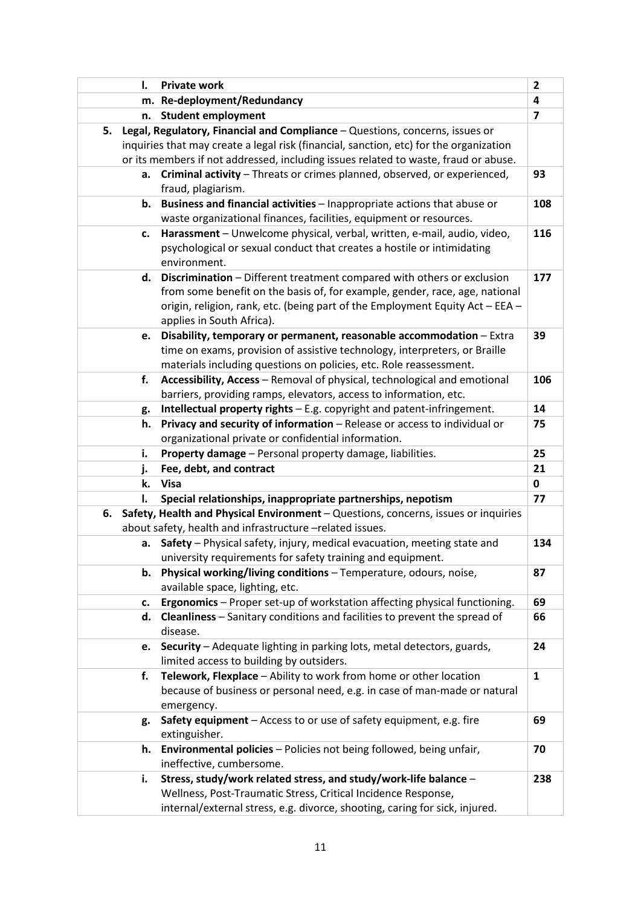| Category | Count |
|---|---|
| l. **Private work** | 2 |
| m. **Re-deployment/Redundancy** | 4 |
| n. **Student employment** | 7 |
| **5. Legal, Regulatory, Financial and Compliance** – Questions, concerns, issues or inquiries that may create a legal risk (financial, sanction, etc) for the organization or its members if not addressed, including issues related to waste, fraud or abuse. | |
| a. **Criminal activity** – Threats or crimes planned, observed, or experienced, fraud, plagiarism. | 93 |
| b. **Business and financial activities** – Inappropriate actions that abuse or waste organizational finances, facilities, equipment or resources. | 108 |
| c. **Harassment** – Unwelcome physical, verbal, written, e-mail, audio, video, psychological or sexual conduct that creates a hostile or intimidating environment. | 116 |
| d. **Discrimination** – Different treatment compared with others or exclusion from some benefit on the basis of, for example, gender, race, age, national origin, religion, rank, etc. (being part of the Employment Equity Act – EEA – applies in South Africa). | 177 |
| e. **Disability, temporary or permanent, reasonable accommodation** – Extra time on exams, provision of assistive technology, interpreters, or Braille materials including questions on policies, etc. Role reassessment. | 39 |
| f. **Accessibility, Access** – Removal of physical, technological and emotional barriers, providing ramps, elevators, access to information, etc. | 106 |
| g. **Intellectual property rights** – E.g. copyright and patent-infringement. | 14 |
| h. **Privacy and security of information** – Release or access to individual or organizational private or confidential information. | 75 |
| i. **Property damage** – Personal property damage, liabilities. | 25 |
| j. **Fee, debt, and contract** | 21 |
| k. **Visa** | 0 |
| l. **Special relationships, inappropriate partnerships, nepotism** | 77 |
| **6. Safety, Health and Physical Environment** – Questions, concerns, issues or inquiries about safety, health and infrastructure –related issues. | |
| a. **Safety** – Physical safety, injury, medical evacuation, meeting state and university requirements for safety training and equipment. | 134 |
| b. **Physical working/living conditions** – Temperature, odours, noise, available space, lighting, etc. | 87 |
| c. **Ergonomics** – Proper set-up of workstation affecting physical functioning. | 69 |
| d. **Cleanliness** – Sanitary conditions and facilities to prevent the spread of disease. | 66 |
| e. **Security** – Adequate lighting in parking lots, metal detectors, guards, limited access to building by outsiders. | 24 |
| f. **Telework, Flexplace** – Ability to work from home or other location because of business or personal need, e.g. in case of man-made or natural emergency. | 1 |
| g. **Safety equipment** – Access to or use of safety equipment, e.g. fire extinguisher. | 69 |
| h. **Environmental policies** – Policies not being followed, being unfair, ineffective, cumbersome. | 70 |
| i. **Stress, study/work related stress, and study/work-life balance** – Wellness, Post-Traumatic Stress, Critical Incidence Response, internal/external stress, e.g. divorce, shooting, caring for sick, injured. | 238 |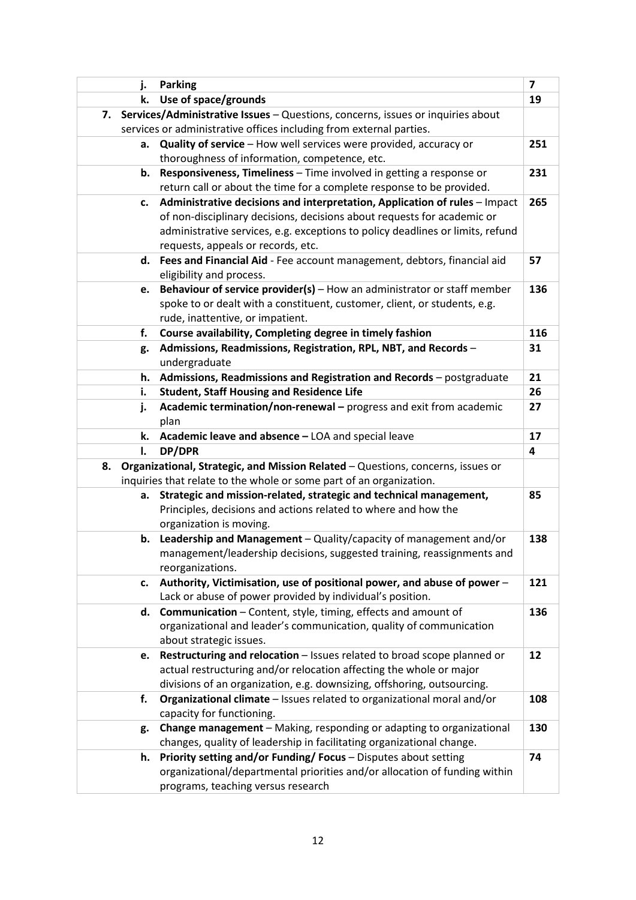| | | |
|---|---|---|
| | j. **Parking** | **7** |
| | k. **Use of space/grounds** | **19** |
| **7.** | **Services/Administrative Issues** – Questions, concerns, issues or inquiries about services or administrative offices including from external parties. | |
| | a. **Quality of service** – How well services were provided, accuracy or thoroughness of information, competence, etc. | **251** |
| | b. **Responsiveness, Timeliness** – Time involved in getting a response or return call or about the time for a complete response to be provided. | **231** |
| | c. **Administrative decisions and interpretation, Application of rules** – Impact of non-disciplinary decisions, decisions about requests for academic or administrative services, e.g. exceptions to policy deadlines or limits, refund requests, appeals or records, etc. | **265** |
| | d. **Fees and Financial Aid** - Fee account management, debtors, financial aid eligibility and process. | **57** |
| | e. **Behaviour of service provider(s)** – How an administrator or staff member spoke to or dealt with a constituent, customer, client, or students, e.g. rude, inattentive, or impatient. | **136** |
| | f. **Course availability, Completing degree in timely fashion** | **116** |
| | g. **Admissions, Readmissions, Registration, RPL, NBT, and Records** – undergraduate | **31** |
| | h. **Admissions, Readmissions and Registration and Records** – postgraduate | **21** |
| | i. **Student, Staff Housing and Residence Life** | **26** |
| | j. **Academic termination/non-renewal** – progress and exit from academic plan | **27** |
| | k. **Academic leave and absence** – LOA and special leave | **17** |
| | l. **DP/DPR** | **4** |
| **8.** | **Organizational, Strategic, and Mission Related** – Questions, concerns, issues or inquiries that relate to the whole or some part of an organization. | |
| | a. **Strategic and mission-related, strategic and technical management,** Principles, decisions and actions related to where and how the organization is moving. | **85** |
| | b. **Leadership and Management** – Quality/capacity of management and/or management/leadership decisions, suggested training, reassignments and reorganizations. | **138** |
| | c. **Authority, Victimisation, use of positional power, and abuse of power** – Lack or abuse of power provided by individual's position. | **121** |
| | d. **Communication** – Content, style, timing, effects and amount of organizational and leader's communication, quality of communication about strategic issues. | **136** |
| | e. **Restructuring and relocation** – Issues related to broad scope planned or actual restructuring and/or relocation affecting the whole or major divisions of an organization, e.g. downsizing, offshoring, outsourcing. | **12** |
| | f. **Organizational climate** – Issues related to organizational moral and/or capacity for functioning. | **108** |
| | g. **Change management** – Making, responding or adapting to organizational changes, quality of leadership in facilitating organizational change. | **130** |
| | h. **Priority setting and/or Funding/ Focus** – Disputes about setting organizational/departmental priorities and/or allocation of funding within programs, teaching versus research | **74** |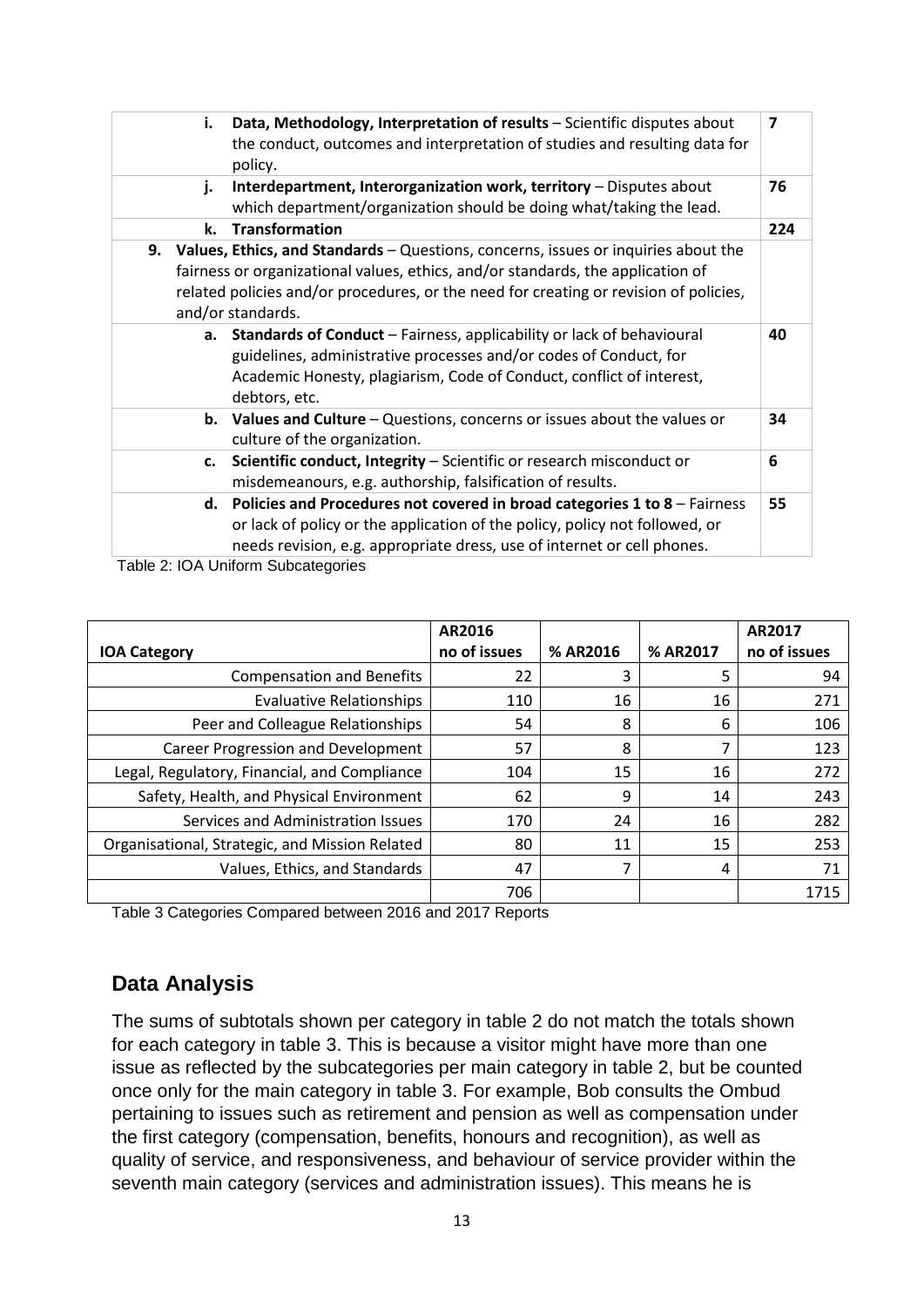| Subcategory | Count |
| --- | --- |
| i. **Data, Methodology, Interpretation of results** – Scientific disputes about the conduct, outcomes and interpretation of studies and resulting data for policy. | 7 |
| j. **Interdepartment, Interorganization work, territory** – Disputes about which department/organization should be doing what/taking the lead. | 76 |
| k. **Transformation** | 224 |
| 9. **Values, Ethics, and Standards** – Questions, concerns, issues or inquiries about the fairness or organizational values, ethics, and/or standards, the application of related policies and/or procedures, or the need for creating or revision of policies, and/or standards. | |
| a. **Standards of Conduct** – Fairness, applicability or lack of behavioural guidelines, administrative processes and/or codes of Conduct, for Academic Honesty, plagiarism, Code of Conduct, conflict of interest, debtors, etc. | 40 |
| b. **Values and Culture** – Questions, concerns or issues about the values or culture of the organization. | 34 |
| c. **Scientific conduct, Integrity** – Scientific or research misconduct or misdemeanours, e.g. authorship, falsification of results. | 6 |
| d. **Policies and Procedures not covered in broad categories 1 to 8** – Fairness or lack of policy or the application of the policy, policy not followed, or needs revision, e.g. appropriate dress, use of internet or cell phones. | 55 |

Table 2: IOA Uniform Subcategories

| IOA Category | AR2016 no of issues | % AR2016 | % AR2017 | AR2017 no of issues |
| --- | --- | --- | --- | --- |
| Compensation and Benefits | 22 | 3 | 5 | 94 |
| Evaluative Relationships | 110 | 16 | 16 | 271 |
| Peer and Colleague Relationships | 54 | 8 | 6 | 106 |
| Career Progression and Development | 57 | 8 | 7 | 123 |
| Legal, Regulatory, Financial, and Compliance | 104 | 15 | 16 | 272 |
| Safety, Health, and Physical Environment | 62 | 9 | 14 | 243 |
| Services and Administration Issues | 170 | 24 | 16 | 282 |
| Organisational, Strategic, and Mission Related | 80 | 11 | 15 | 253 |
| Values, Ethics, and Standards | 47 | 7 | 4 | 71 |
| | 706 | | | 1715 |

Table 3 Categories Compared between 2016 and 2017 Reports

## Data Analysis

The sums of subtotals shown per category in table 2 do not match the totals shown for each category in table 3. This is because a visitor might have more than one issue as reflected by the subcategories per main category in table 2, but be counted once only for the main category in table 3. For example, Bob consults the Ombud pertaining to issues such as retirement and pension as well as compensation under the first category (compensation, benefits, honours and recognition), as well as quality of service, and responsiveness, and behaviour of service provider within the seventh main category (services and administration issues). This means he is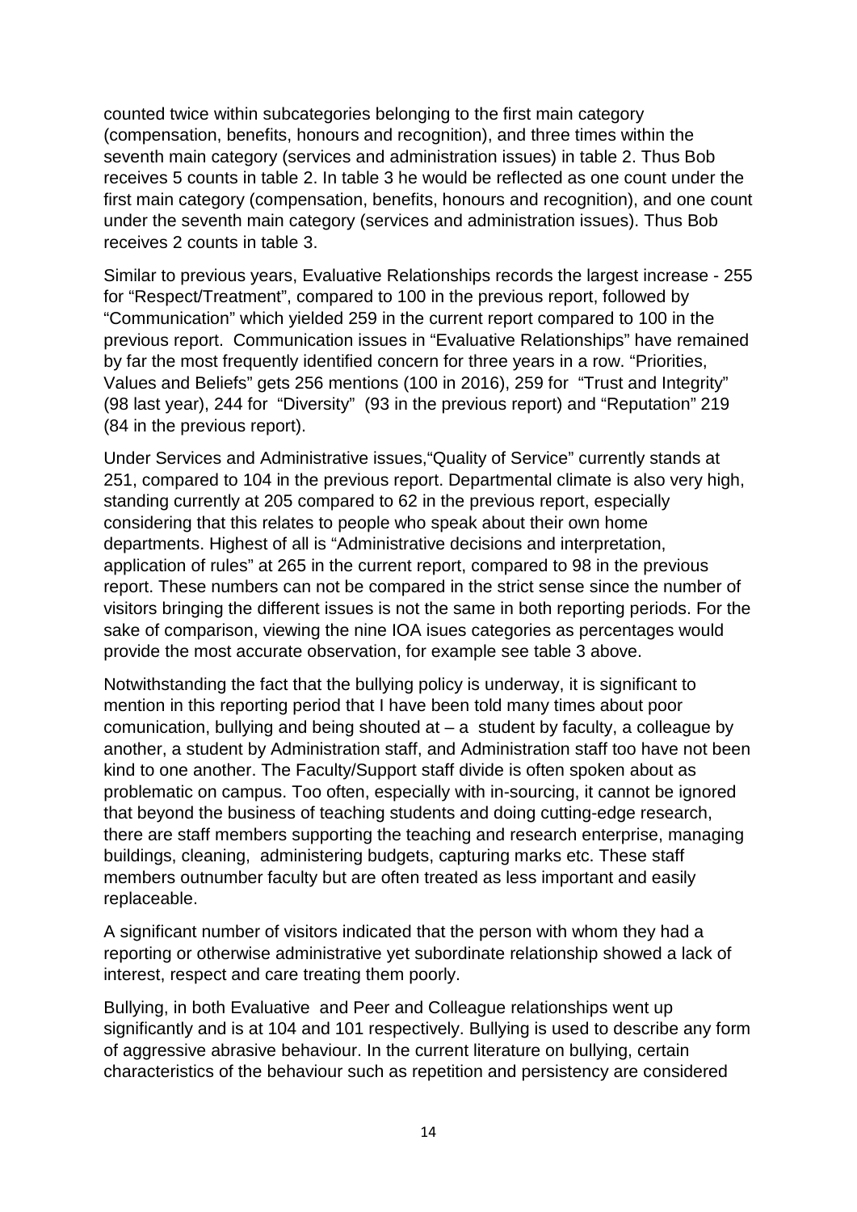counted twice within subcategories belonging to the first main category (compensation, benefits, honours and recognition), and three times within the seventh main category (services and administration issues) in table 2. Thus Bob receives 5 counts in table 2. In table 3 he would be reflected as one count under the first main category (compensation, benefits, honours and recognition), and one count under the seventh main category (services and administration issues). Thus Bob receives 2 counts in table 3.

Similar to previous years, Evaluative Relationships records the largest increase - 255 for "Respect/Treatment", compared to 100 in the previous report, followed by "Communication" which yielded 259 in the current report compared to 100 in the previous report. Communication issues in "Evaluative Relationships" have remained by far the most frequently identified concern for three years in a row. "Priorities, Values and Beliefs" gets 256 mentions (100 in 2016), 259 for "Trust and Integrity" (98 last year), 244 for "Diversity" (93 in the previous report) and "Reputation" 219 (84 in the previous report).

Under Services and Administrative issues,"Quality of Service" currently stands at 251, compared to 104 in the previous report. Departmental climate is also very high, standing currently at 205 compared to 62 in the previous report, especially considering that this relates to people who speak about their own home departments. Highest of all is "Administrative decisions and interpretation, application of rules" at 265 in the current report, compared to 98 in the previous report. These numbers can not be compared in the strict sense since the number of visitors bringing the different issues is not the same in both reporting periods. For the sake of comparison, viewing the nine IOA isues categories as percentages would provide the most accurate observation, for example see table 3 above.

Notwithstanding the fact that the bullying policy is underway, it is significant to mention in this reporting period that I have been told many times about poor comunication, bullying and being shouted at – a student by faculty, a colleague by another, a student by Administration staff, and Administration staff too have not been kind to one another. The Faculty/Support staff divide is often spoken about as problematic on campus. Too often, especially with in-sourcing, it cannot be ignored that beyond the business of teaching students and doing cutting-edge research, there are staff members supporting the teaching and research enterprise, managing buildings, cleaning, administering budgets, capturing marks etc. These staff members outnumber faculty but are often treated as less important and easily replaceable.

A significant number of visitors indicated that the person with whom they had a reporting or otherwise administrative yet subordinate relationship showed a lack of interest, respect and care treating them poorly.

Bullying, in both Evaluative and Peer and Colleague relationships went up significantly and is at 104 and 101 respectively. Bullying is used to describe any form of aggressive abrasive behaviour. In the current literature on bullying, certain characteristics of the behaviour such as repetition and persistency are considered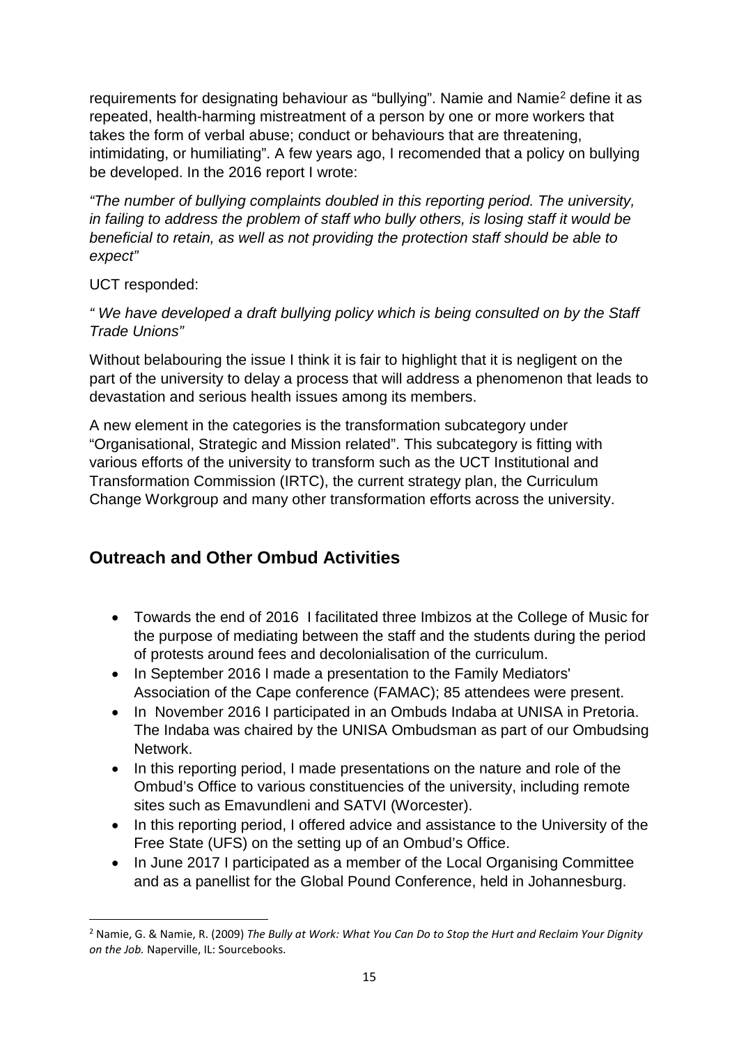requirements for designating behaviour as "bullying". Namie and Namie[2] define it as repeated, health-harming mistreatment of a person by one or more workers that takes the form of verbal abuse; conduct or behaviours that are threatening, intimidating, or humiliating". A few years ago, I recomended that a policy on bullying be developed. In the 2016 report I wrote:

*"The number of bullying complaints doubled in this reporting period. The university, in failing to address the problem of staff who bully others, is losing staff it would be beneficial to retain, as well as not providing the protection staff should be able to expect"*

UCT responded:

*" We have developed a draft bullying policy which is being consulted on by the Staff Trade Unions"*

Without belabouring the issue I think it is fair to highlight that it is negligent on the part of the university to delay a process that will address a phenomenon that leads to devastation and serious health issues among its members.

A new element in the categories is the transformation subcategory under "Organisational, Strategic and Mission related". This subcategory is fitting with various efforts of the university to transform such as the UCT Institutional and Transformation Commission (IRTC), the current strategy plan, the Curriculum Change Workgroup and many other transformation efforts across the university.

## Outreach and Other Ombud Activities

- Towards the end of 2016 I facilitated three Imbizos at the College of Music for the purpose of mediating between the staff and the students during the period of protests around fees and decolonialisation of the curriculum.
- In September 2016 I made a presentation to the Family Mediators' Association of the Cape conference (FAMAC); 85 attendees were present.
- In November 2016 I participated in an Ombuds Indaba at UNISA in Pretoria. The Indaba was chaired by the UNISA Ombudsman as part of our Ombudsing Network.
- In this reporting period, I made presentations on the nature and role of the Ombud's Office to various constituencies of the university, including remote sites such as Emavundleni and SATVI (Worcester).
- In this reporting period, I offered advice and assistance to the University of the Free State (UFS) on the setting up of an Ombud's Office.
- In June 2017 I participated as a member of the Local Organising Committee and as a panellist for the Global Pound Conference, held in Johannesburg.

---

[2] Namie, G. & Namie, R. (2009) *The Bully at Work: What You Can Do to Stop the Hurt and Reclaim Your Dignity on the Job.* Naperville, IL: Sourcebooks.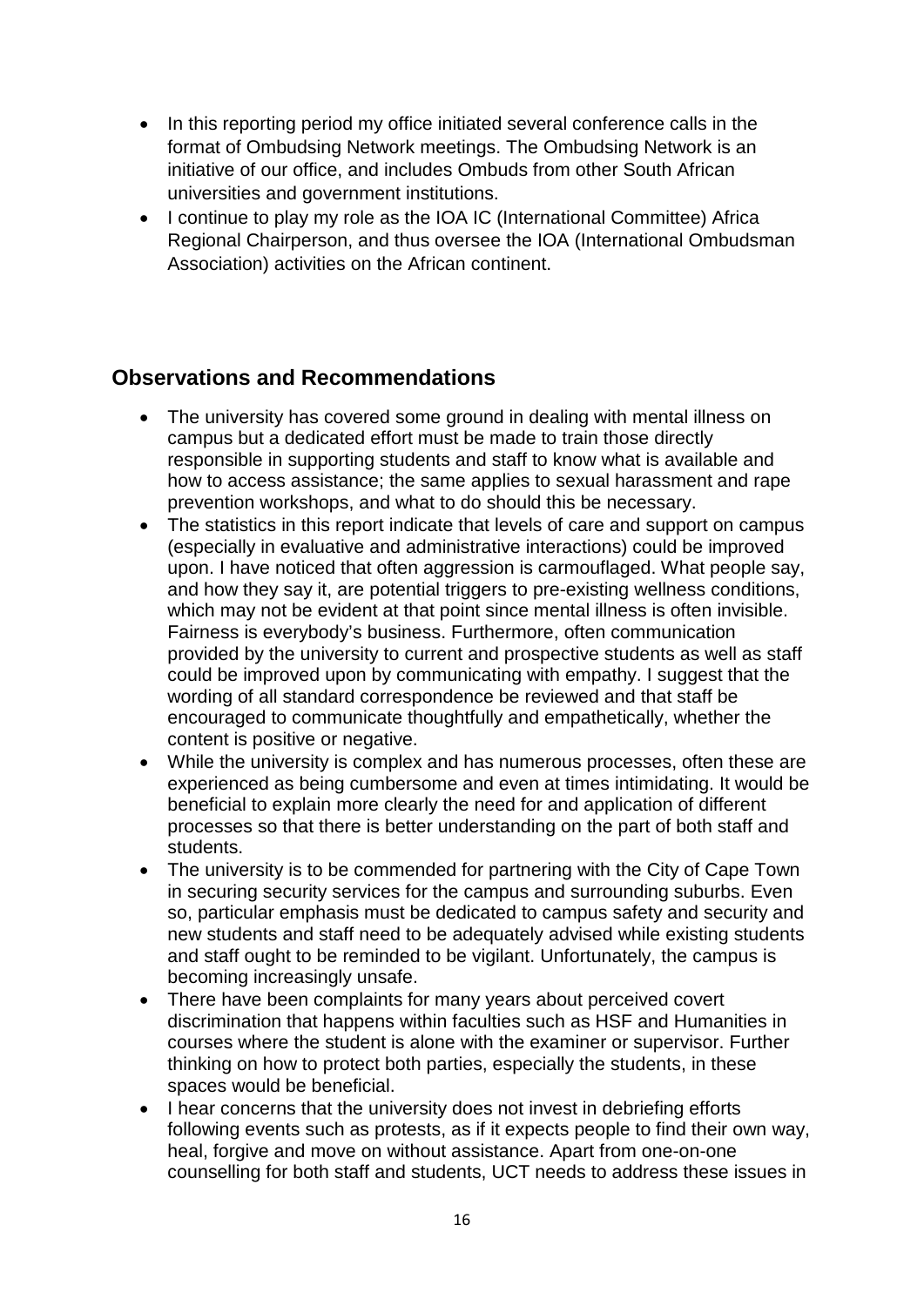- In this reporting period my office initiated several conference calls in the format of Ombudsing Network meetings. The Ombudsing Network is an initiative of our office, and includes Ombuds from other South African universities and government institutions.
- I continue to play my role as the IOA IC (International Committee) Africa Regional Chairperson, and thus oversee the IOA (International Ombudsman Association) activities on the African continent.

## Observations and Recommendations

- The university has covered some ground in dealing with mental illness on campus but a dedicated effort must be made to train those directly responsible in supporting students and staff to know what is available and how to access assistance; the same applies to sexual harassment and rape prevention workshops, and what to do should this be necessary.
- The statistics in this report indicate that levels of care and support on campus (especially in evaluative and administrative interactions) could be improved upon. I have noticed that often aggression is carmouflaged. What people say, and how they say it, are potential triggers to pre-existing wellness conditions, which may not be evident at that point since mental illness is often invisible. Fairness is everybody's business. Furthermore, often communication provided by the university to current and prospective students as well as staff could be improved upon by communicating with empathy. I suggest that the wording of all standard correspondence be reviewed and that staff be encouraged to communicate thoughtfully and empathetically, whether the content is positive or negative.
- While the university is complex and has numerous processes, often these are experienced as being cumbersome and even at times intimidating. It would be beneficial to explain more clearly the need for and application of different processes so that there is better understanding on the part of both staff and students.
- The university is to be commended for partnering with the City of Cape Town in securing security services for the campus and surrounding suburbs. Even so, particular emphasis must be dedicated to campus safety and security and new students and staff need to be adequately advised while existing students and staff ought to be reminded to be vigilant. Unfortunately, the campus is becoming increasingly unsafe.
- There have been complaints for many years about perceived covert discrimination that happens within faculties such as HSF and Humanities in courses where the student is alone with the examiner or supervisor. Further thinking on how to protect both parties, especially the students, in these spaces would be beneficial.
- I hear concerns that the university does not invest in debriefing efforts following events such as protests, as if it expects people to find their own way, heal, forgive and move on without assistance. Apart from one-on-one counselling for both staff and students, UCT needs to address these issues in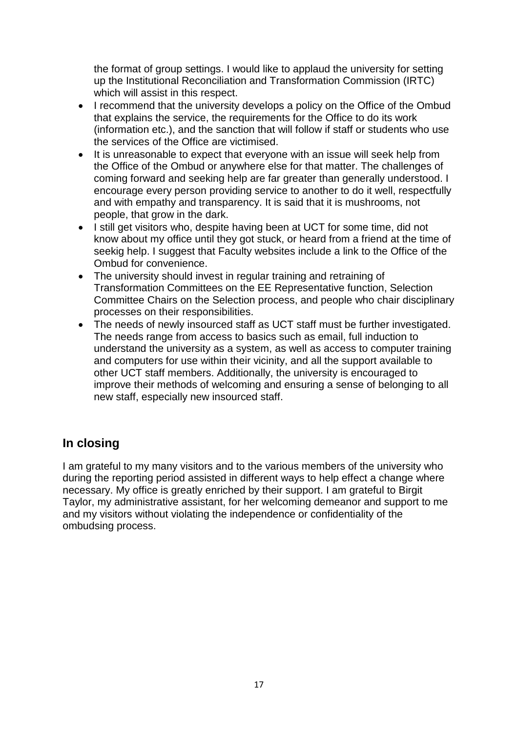the format of group settings. I would like to applaud the university for setting up the Institutional Reconciliation and Transformation Commission (IRTC) which will assist in this respect.

- I recommend that the university develops a policy on the Office of the Ombud that explains the service, the requirements for the Office to do its work (information etc.), and the sanction that will follow if staff or students who use the services of the Office are victimised.
- It is unreasonable to expect that everyone with an issue will seek help from the Office of the Ombud or anywhere else for that matter. The challenges of coming forward and seeking help are far greater than generally understood. I encourage every person providing service to another to do it well, respectfully and with empathy and transparency. It is said that it is mushrooms, not people, that grow in the dark.
- I still get visitors who, despite having been at UCT for some time, did not know about my office until they got stuck, or heard from a friend at the time of seekig help. I suggest that Faculty websites include a link to the Office of the Ombud for convenience.
- The university should invest in regular training and retraining of Transformation Committees on the EE Representative function, Selection Committee Chairs on the Selection process, and people who chair disciplinary processes on their responsibilities.
- The needs of newly insourced staff as UCT staff must be further investigated. The needs range from access to basics such as email, full induction to understand the university as a system, as well as access to computer training and computers for use within their vicinity, and all the support available to other UCT staff members. Additionally, the university is encouraged to improve their methods of welcoming and ensuring a sense of belonging to all new staff, especially new insourced staff.

## In closing

I am grateful to my many visitors and to the various members of the university who during the reporting period assisted in different ways to help effect a change where necessary. My office is greatly enriched by their support. I am grateful to Birgit Taylor, my administrative assistant, for her welcoming demeanor and support to me and my visitors without violating the independence or confidentiality of the ombudsing process.